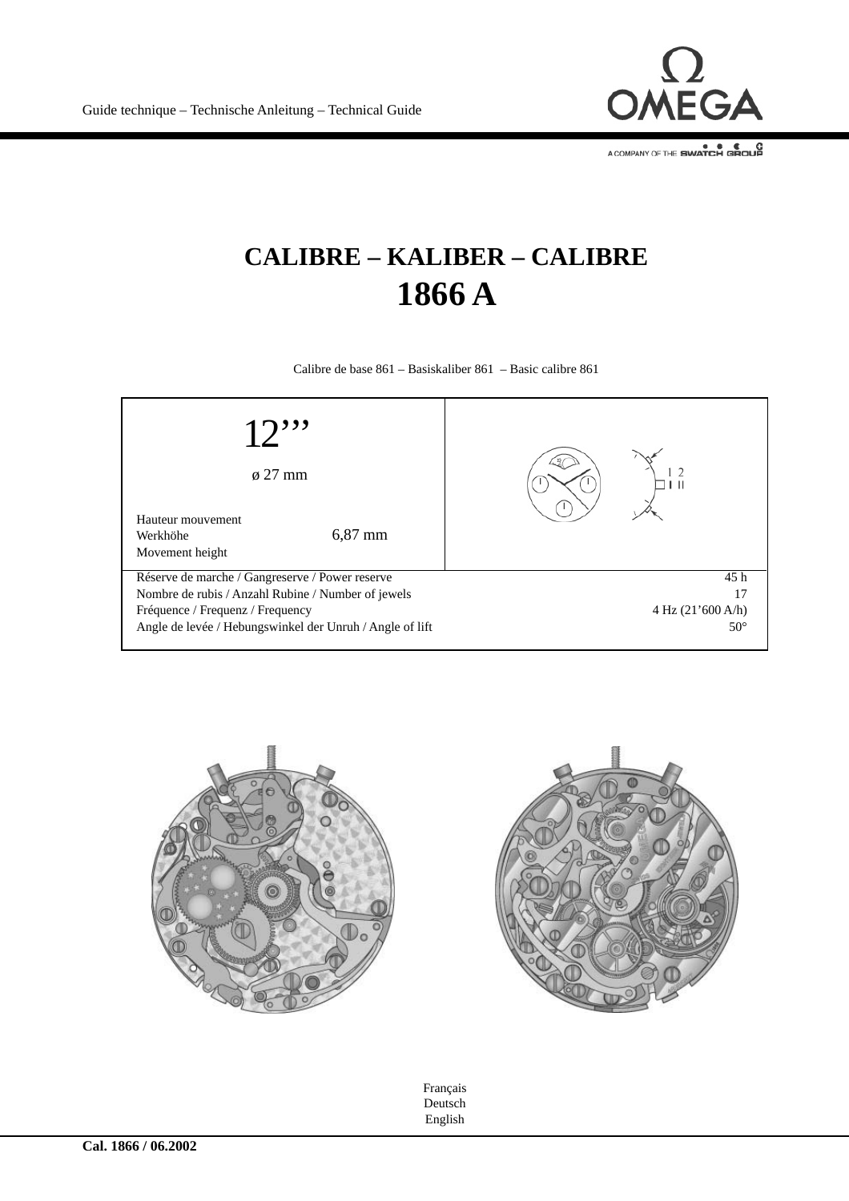Guide technique – Technische Anleitung – Technical Guide

# CALIBRE – KALIBER – CALIBRE
# 1866 A

Calibre de base 861 – Basiskaliber 861 – Basic calibre 861

| 12’’’ ø 27 mm | |
|---|---|
| Hauteur mouvement / Werkhöhe / Movement height | 6,87 mm |
| Réserve de marche / Gangreserve / Power reserve | 45 h |
| Nombre de rubis / Anzahl Rubine / Number of jewels | 17 |
| Fréquence / Frequenz / Frequency | 4 Hz (21’600 A/h) |
| Angle de levée / Hebungswinkel der Unruh / Angle of lift | 50° |

Français
Deutsch
English

**Cal. 1866 / 06.2002**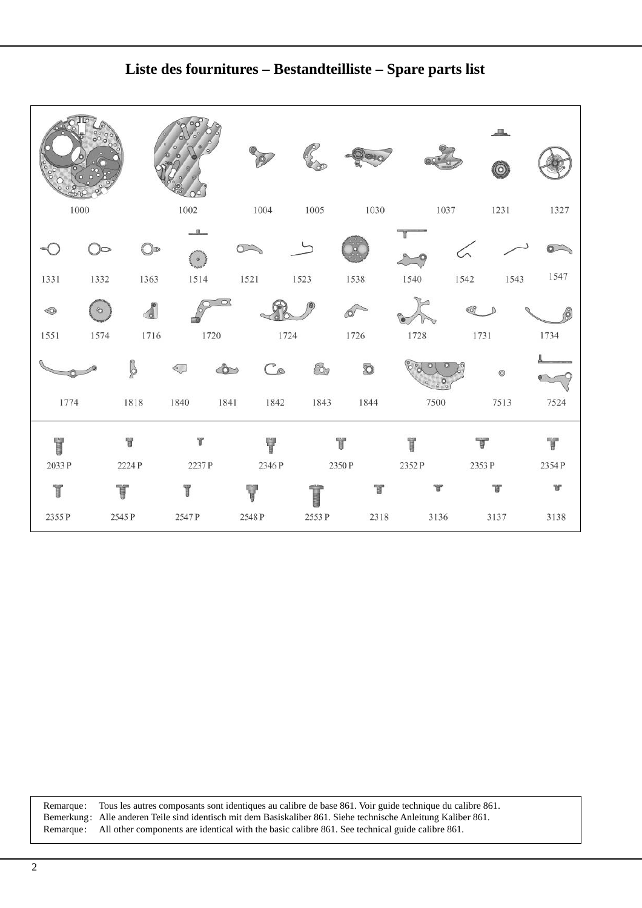## Liste des fournitures – Bestandteilliste – Spare parts list

| | | | | | | | |
|---|---|---|---|---|---|---|---|
| 1000 | 1002 | 1004 | 1005 | 1030 | 1037 | 1231 | 1327 |

| | | | | | | | | | | |
|---|---|---|---|---|---|---|---|---|---|---|
| 1331 | 1332 | 1363 | 1514 | 1521 | 1523 | 1538 | 1540 | 1542 | 1543 | 1547 |
| 1551 | 1574 | 1716 | 1720 | 1724 | 1726 | 1728 | 1731 | 1734 | | |
| 1774 | 1818 | 1840 | 1841 | 1842 | 1843 | 1844 | 7500 | 7513 | 7524 | |

| | | | | | | | | |
|---|---|---|---|---|---|---|---|---|
| 2033 P | 2224 P | 2237 P | 2346 P | 2350 P | 2352 P | 2353 P | 2354 P | |
| 2355 P | 2545 P | 2547 P | 2548 P | 2553 P | 2318 | 3136 | 3137 | 3138 |

Remarque: Tous les autres composants sont identiques au calibre de base 861. Voir guide technique du calibre 861.
Bemerkung: Alle anderen Teile sind identisch mit dem Basiskaliber 861. Siehe technische Anleitung Kaliber 861.
Remarque: All other components are identical with the basic calibre 861. See technical guide calibre 861.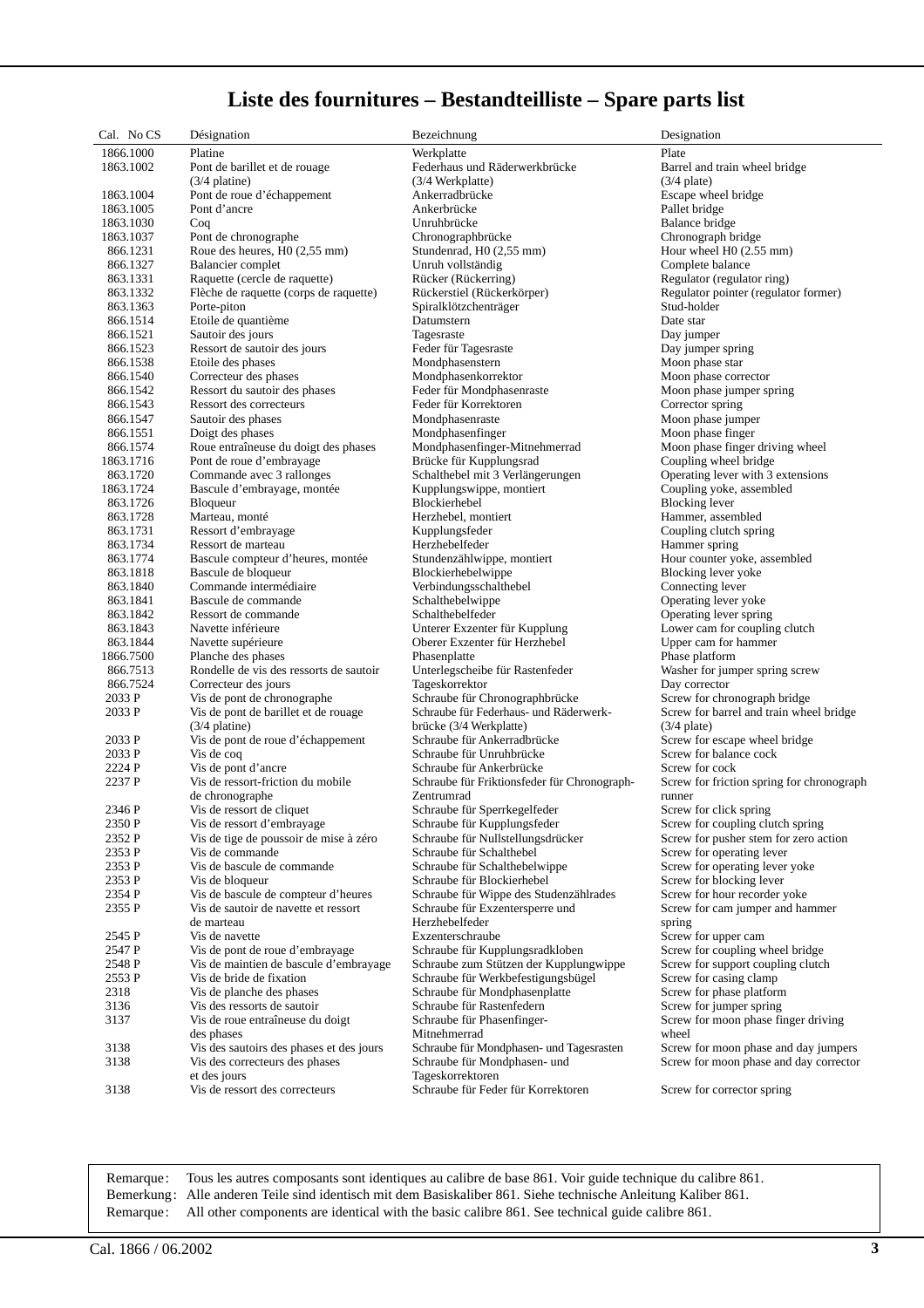## Liste des fournitures – Bestandteilliste – Spare parts list

| Cal. No CS | Désignation | Bezeichnung | Designation |
|---|---|---|---|
| 1866.1000 | Platine | Werkplatte | Plate |
| 1863.1002 | Pont de barillet et de rouage (3/4 platine) | Federhaus und Räderwerkbrücke (3/4 Werkplatte) | Barrel and train wheel bridge (3/4 plate) |
| 1863.1004 | Pont de roue d'échappement | Ankerradbrücke | Escape wheel bridge |
| 1863.1005 | Pont d'ancre | Ankerbrücke | Pallet bridge |
| 1863.1030 | Coq | Unruhbrücke | Balance bridge |
| 1863.1037 | Pont de chronographe | Chronographbrücke | Chronograph bridge |
| 866.1231 | Roue des heures, H0 (2,55 mm) | Stundenrad, H0 (2,55 mm) | Hour wheel H0 (2.55 mm) |
| 866.1327 | Balancier complet | Unruh vollständig | Complete balance |
| 863.1331 | Raquette (cercle de raquette) | Rücker (Rückerring) | Regulator (regulator ring) |
| 863.1332 | Flèche de raquette (corps de raquette) | Rückerstiel (Rückerkörper) | Regulator pointer (regulator former) |
| 863.1363 | Porte-piton | Spiralklötzchenträger | Stud-holder |
| 866.1514 | Etoile de quantième | Datumstern | Date star |
| 866.1521 | Sautoir des jours | Tagesraste | Day jumper |
| 866.1523 | Ressort de sautoir des jours | Feder für Tagesraste | Day jumper spring |
| 866.1538 | Etoile des phases | Mondphasenstern | Moon phase star |
| 866.1540 | Correcteur des phases | Mondphasenkorrektor | Moon phase corrector |
| 866.1542 | Ressort du sautoir des phases | Feder für Mondphasenraste | Moon phase jumper spring |
| 866.1543 | Ressort des correcteurs | Feder für Korrektoren | Corrector spring |
| 866.1547 | Sautoir des phases | Mondphasenraste | Moon phase jumper |
| 866.1551 | Doigt des phases | Mondphasenfinger | Moon phase finger |
| 866.1574 | Roue entraîneuse du doigt des phases | Mondphasenfinger-Mitnehmerrad | Moon phase finger driving wheel |
| 1863.1716 | Pont de roue d'embrayage | Brücke für Kupplungsrad | Coupling wheel bridge |
| 863.1720 | Commande avec 3 rallonges | Schalthebel mit 3 Verlängerungen | Operating lever with 3 extensions |
| 1863.1724 | Bascule d'embrayage, montée | Kupplungswippe, montiert | Coupling yoke, assembled |
| 863.1726 | Bloqueur | Blockierhebel | Blocking lever |
| 863.1728 | Marteau, monté | Herzhebel, montiert | Hammer, assembled |
| 863.1731 | Ressort d'embrayage | Kupplungsfeder | Coupling clutch spring |
| 863.1734 | Ressort de marteau | Herzhebelfeder | Hammer spring |
| 863.1774 | Bascule compteur d'heures, montée | Stundenzählwippe, montiert | Hour counter yoke, assembled |
| 863.1818 | Bascule de bloqueur | Blockierhebelwippe | Blocking lever yoke |
| 863.1840 | Commande intermédiaire | Verbindungsschalthebel | Connecting lever |
| 863.1841 | Bascule de commande | Schalthebelwippe | Operating lever yoke |
| 863.1842 | Ressort de commande | Schalthebelfeder | Operating lever spring |
| 863.1843 | Navette inférieure | Unterer Exzenter für Kupplung | Lower cam for coupling clutch |
| 863.1844 | Navette supérieure | Oberer Exzenter für Herzhebel | Upper cam for hammer |
| 1866.7500 | Planche des phases | Phasenplatte | Phase platform |
| 866.7513 | Rondelle de vis des ressorts de sautoir | Unterlegscheibe für Rastenfeder | Washer for jumper spring screw |
| 866.7524 | Correcteur des jours | Tageskorrektor | Day corrector |
| 2033 P | Vis de pont de chronographe | Schraube für Chronographbrücke | Screw for chronograph bridge |
| 2033 P | Vis de pont de barillet et de rouage (3/4 platine) | Schraube für Federhaus- und Räderwerk-brücke (3/4 Werkplatte) | Screw for barrel and train wheel bridge (3/4 plate) |
| 2033 P | Vis de pont de roue d'échappement | Schraube für Ankerradbrücke | Screw for escape wheel bridge |
| 2033 P | Vis de coq | Schraube für Unruhbrücke | Screw for balance cock |
| 2224 P | Vis de pont d'ancre | Schraube für Ankerbrücke | Screw for cock |
| 2237 P | Vis de ressort-friction du mobile de chronographe | Schraube für Friktionsfeder für Chronograph-Zentrumrad | Screw for friction spring for chronograph runner |
| 2346 P | Vis de ressort de cliquet | Schraube für Sperrkegelfeder | Screw for click spring |
| 2350 P | Vis de ressort d'embrayage | Schraube für Kupplungsfeder | Screw for coupling clutch spring |
| 2352 P | Vis de tige de poussoir de mise à zéro | Schraube für Nullstellungsdrücker | Screw for pusher stem for zero action |
| 2353 P | Vis de commande | Schraube für Schalthebel | Screw for operating lever |
| 2353 P | Vis de bascule de commande | Schraube für Schalthebelwippe | Screw for operating lever yoke |
| 2353 P | Vis de bloqueur | Schraube für Blockierhebel | Screw for blocking lever |
| 2354 P | Vis de bascule de compteur d'heures | Schraube für Wippe des Studenzählrades | Screw for hour recorder yoke |
| 2355 P | Vis de sautoir de navette et ressort de marteau | Schraube für Exzentersperre und Herzhebelfeder | Screw for cam jumper and hammer spring |
| 2545 P | Vis de navette | Exzenterschraube | Screw for upper cam |
| 2547 P | Vis de pont de roue d'embrayage | Schraube für Kupplungsradkloben | Screw for coupling wheel bridge |
| 2548 P | Vis de maintien de bascule d'embrayage | Schraube zum Stützen der Kupplungwippe | Screw for support coupling clutch |
| 2553 P | Vis de bride de fixation | Schraube für Werkbefestigungsbügel | Screw for casing clamp |
| 2318 | Vis de planche des phases | Schraube für Mondphasenplatte | Screw for phase platform |
| 3136 | Vis des ressorts de sautoir | Schraube für Rastenfedern | Screw for jumper spring |
| 3137 | Vis de roue entraîneuse du doigt des phases | Schraube für Phasenfinger-Mitnehmerrad | Screw for moon phase finger driving wheel |
| 3138 | Vis des sautoirs des phases et des jours | Schraube für Mondphasen- und Tagesrasten | Screw for moon phase and day jumpers |
| 3138 | Vis des correcteurs des phases et des jours | Schraube für Mondphasen- und Tageskorrektoren | Screw for moon phase and day corrector |
| 3138 | Vis de ressort des correcteurs | Schraube für Feder für Korrektoren | Screw for corrector spring |

Remarque : Tous les autres composants sont identiques au calibre de base 861. Voir guide technique du calibre 861.
Bemerkung : Alle anderen Teile sind identisch mit dem Basiskaliber 861. Siehe technische Anleitung Kaliber 861.
Remarque : All other components are identical with the basic calibre 861. See technical guide calibre 861.